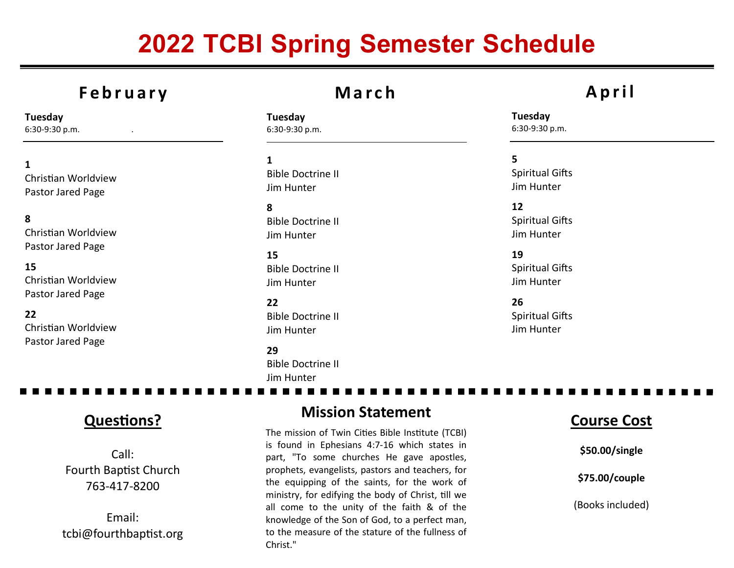# 2022 TCBI Spring Semester Schedule

## February

**Tuesday**
6:30-9:30 p.m.

**1**
Christian Worldview
Pastor Jared Page

**8**
Christian Worldview
Pastor Jared Page

**15**
Christian Worldview
Pastor Jared Page

**22**
Christian Worldview
Pastor Jared Page

## March

**Tuesday**
6:30-9:30 p.m.

**1**
Bible Doctrine II
Jim Hunter

**8**
Bible Doctrine II
Jim Hunter

**15**
Bible Doctrine II
Jim Hunter

**22**
Bible Doctrine II
Jim Hunter

**29**
Bible Doctrine II
Jim Hunter

## April

**Tuesday**
6:30-9:30 p.m.

**5**
Spiritual Gifts
Jim Hunter

**12**
Spiritual Gifts
Jim Hunter

**19**
Spiritual Gifts
Jim Hunter

**26**
Spiritual Gifts
Jim Hunter

## Questions?

Call:
Fourth Baptist Church
763-417-8200

Email:
tcbi@fourthbaptist.org

## Mission Statement

The mission of Twin Cities Bible Institute (TCBI) is found in Ephesians 4:7-16 which states in part, "To some churches He gave apostles, prophets, evangelists, pastors and teachers, for the equipping of the saints, for the work of ministry, for edifying the body of Christ, till we all come to the unity of the faith & of the knowledge of the Son of God, to a perfect man, to the measure of the stature of the fullness of Christ."

## Course Cost

**$50.00/single**

**$75.00/couple**

(Books included)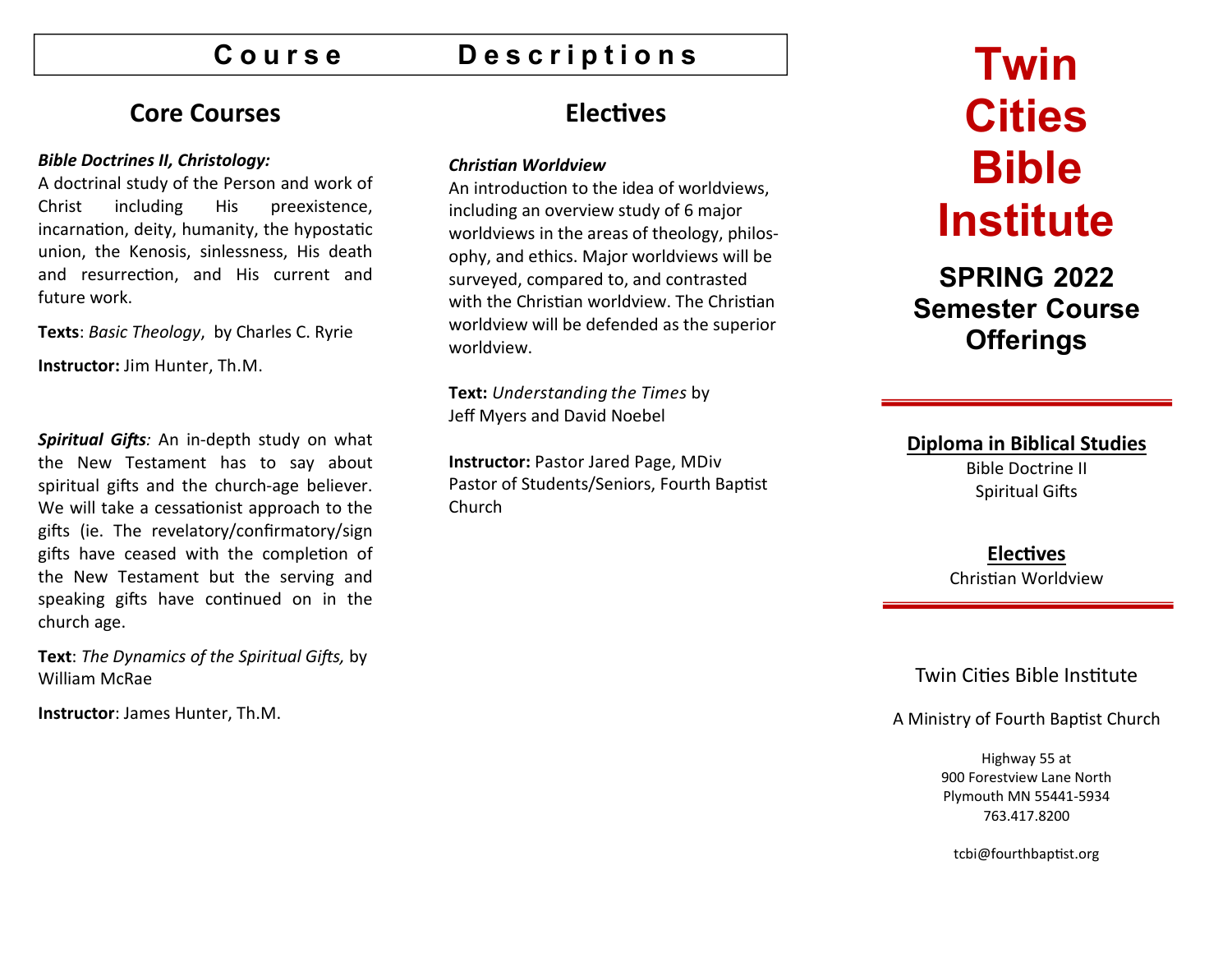# Course Descriptions

## Core Courses

***Bible Doctrines II, Christology:***
A doctrinal study of the Person and work of Christ including His preexistence, incarnation, deity, humanity, the hypostatic union, the Kenosis, sinlessness, His death and resurrection, and His current and future work.

**Texts**: *Basic Theology*, by Charles C. Ryrie

**Instructor:** Jim Hunter, Th.M.

***Spiritual Gifts**:* An in-depth study on what the New Testament has to say about spiritual gifts and the church-age believer. We will take a cessationist approach to the gifts (ie. The revelatory/confirmatory/sign gifts have ceased with the completion of the New Testament but the serving and speaking gifts have continued on in the church age.

**Text**: *The Dynamics of the Spiritual Gifts,* by William McRae

**Instructor**: James Hunter, Th.M.

## Electives

***Christian Worldview***
An introduction to the idea of worldviews, including an overview study of 6 major worldviews in the areas of theology, philosophy, and ethics. Major worldviews will be surveyed, compared to, and contrasted with the Christian worldview. The Christian worldview will be defended as the superior worldview.

**Text:** *Understanding the Times* by Jeff Myers and David Noebel

**Instructor:** Pastor Jared Page, MDiv
Pastor of Students/Seniors, Fourth Baptist Church

# Twin Cities Bible Institute

## SPRING 2022 Semester Course Offerings

**Diploma in Biblical Studies**
Bible Doctrine II
Spiritual Gifts

**Electives**
Christian Worldview

Twin Cities Bible Institute

A Ministry of Fourth Baptist Church

Highway 55 at
900 Forestview Lane North
Plymouth MN 55441-5934
763.417.8200

tcbi@fourthbaptist.org